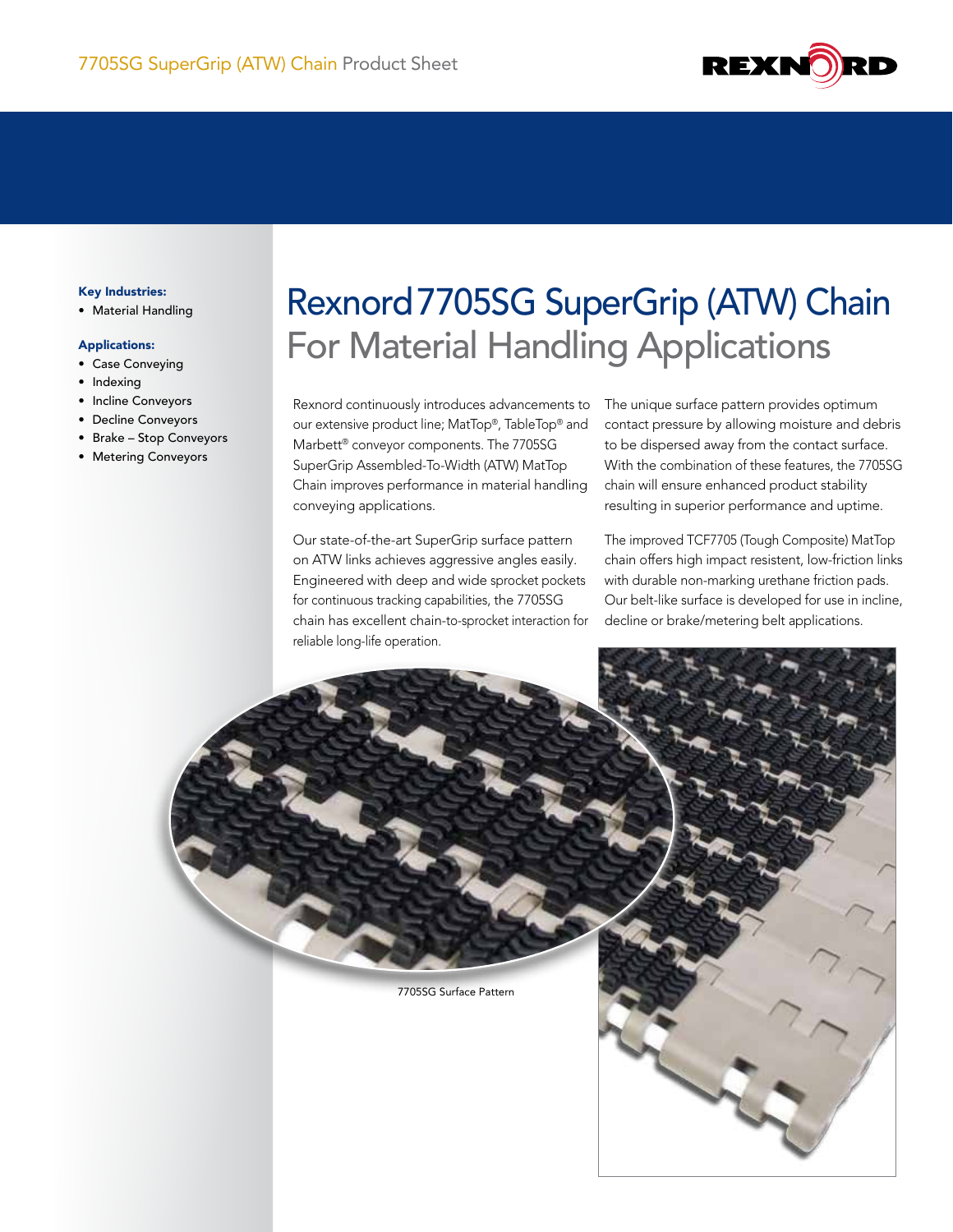# Rexnord 7705SG SuperGrip (ATW) Chain

## For Material Handling Applications

**Key Industries:**

- Material Handling

**Applications:**

- Case Conveying
- Indexing
- Incline Conveyors
- Decline Conveyors
- Brake – Stop Conveyors
- Metering Conveyors

Rexnord continuously introduces advancements to our extensive product line; MatTop®, TableTop® and Marbett® conveyor components. The 7705SG SuperGrip Assembled-To-Width (ATW) MatTop Chain improves performance in material handling conveying applications.

Our state-of-the-art SuperGrip surface pattern on ATW links achieves aggressive angles easily. Engineered with deep and wide sprocket pockets for continuous tracking capabilities, the 7705SG chain has excellent chain-to-sprocket interaction for reliable long-life operation.

The unique surface pattern provides optimum contact pressure by allowing moisture and debris to be dispersed away from the contact surface. With the combination of these features, the 7705SG chain will ensure enhanced product stability resulting in superior performance and uptime.

The improved TCF7705 (Tough Composite) MatTop chain offers high impact resistent, low-friction links with durable non-marking urethane friction pads. Our belt-like surface is developed for use in incline, decline or brake/metering belt applications.

7705SG Surface Pattern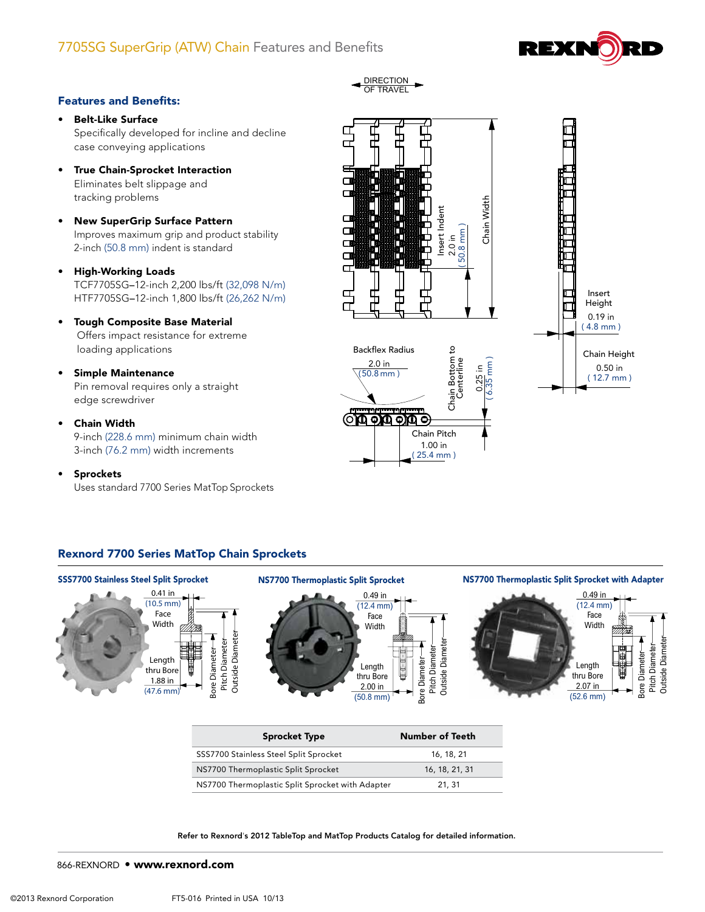# 7705SG SuperGrip (ATW) Chain Features and Benefits

## Features and Benefits:

- **Belt-Like Surface**
  Specifically developed for incline and decline case conveying applications
- **True Chain-Sprocket Interaction**
  Eliminates belt slippage and tracking problems
- **New SuperGrip Surface Pattern**
  Improves maximum grip and product stability
  2-inch (50.8 mm) indent is standard
- **High-Working Loads**
  TCF7705SG–12-inch 2,200 lbs/ft (32,098 N/m)
  HTF7705SG–12-inch 1,800 lbs/ft (26,262 N/m)
- **Tough Composite Base Material**
  Offers impact resistance for extreme loading applications
- **Simple Maintenance**
  Pin removal requires only a straight edge screwdriver
- **Chain Width**
  9-inch (228.6 mm) minimum chain width
  3-inch (76.2 mm) width increments
- **Sprockets**
  Uses standard 7700 Series MatTop Sprockets

DIRECTION OF TRAVEL
Insert Indent 2.0 in (50.8 mm)
Chain Width
Insert Height 0.19 in (4.8 mm)
Chain Height 0.50 in (12.7 mm)
Backflex Radius 2.0 in (50.8 mm)
Chain Bottom to Centerline 0.25 in (6.35 mm)
Chain Pitch 1.00 in (25.4 mm)

## Rexnord 7700 Series MatTop Chain Sprockets

**SSS7700 Stainless Steel Split Sprocket**
0.41 in (10.5 mm) Face Width
Length thru Bore 1.88 in (47.6 mm)
Bore Diameter
Pitch Diameter
Outside Diameter

**NS7700 Thermoplastic Split Sprocket**
0.49 in (12.4 mm) Face Width
Length thru Bore 2.00 in (50.8 mm)
Bore Diameter
Pitch Diameter
Outside Diameter

**NS7700 Thermoplastic Split Sprocket with Adapter**
0.49 in (12.4 mm) Face Width
Length thru Bore 2.07 in (52.6 mm)
Bore Diameter
Pitch Diameter
Outside Diameter

| Sprocket Type | Number of Teeth |
|---|---|
| SSS7700 Stainless Steel Split Sprocket | 16, 18, 21 |
| NS7700 Thermoplastic Split Sprocket | 16, 18, 21, 31 |
| NS7700 Thermoplastic Split Sprocket with Adapter | 21, 31 |

**Refer to Rexnord's 2012 TableTop and MatTop Products Catalog for detailed information.**

866-REXNORD • **www.rexnord.com**

©2013 Rexnord Corporation FT5-016 Printed in USA 10/13